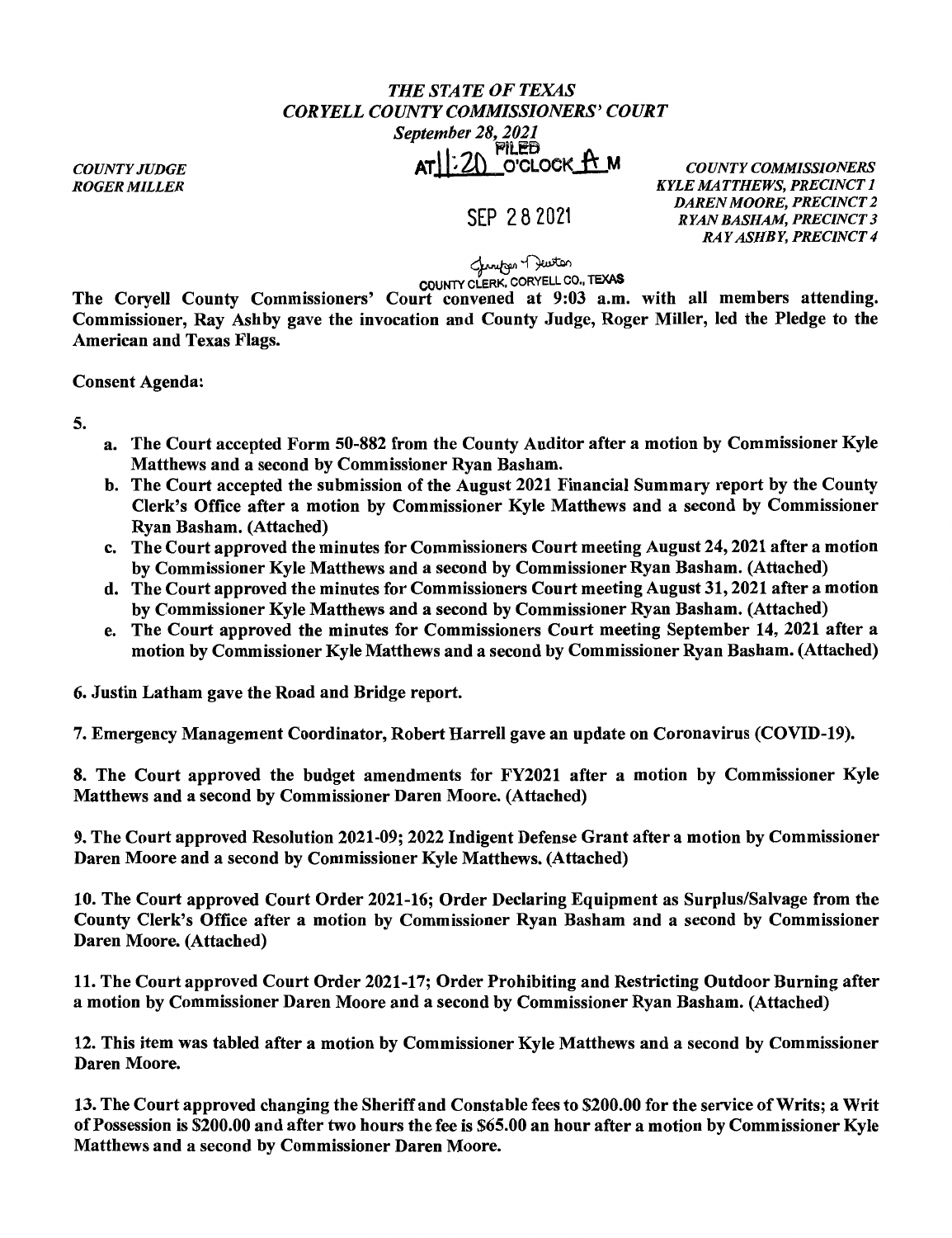*THE STATE OF TEXAS*
*CORYELL COUNTY COMMISSIONERS' COURT*
*September 28, 2021*

FILED
AT 11:20 O'CLOCK A M

SEP 28 2021

Jennifer Deaton
COUNTY CLERK, CORYELL CO., TEXAS

*COUNTY JUDGE*
*ROGER MILLER*

*COUNTY COMMISSIONERS*
*KYLE MATTHEWS, PRECINCT 1*
*DAREN MOORE, PRECINCT 2*
*RYAN BASHAM, PRECINCT 3*
*RAY ASHBY, PRECINCT 4*

**The Coryell County Commissioners' Court convened at 9:03 a.m. with all members attending. Commissioner, Ray Ashby gave the invocation and County Judge, Roger Miller, led the Pledge to the American and Texas Flags.**

**Consent Agenda:**

**5.**

a. **The Court accepted Form 50-882 from the County Auditor after a motion by Commissioner Kyle Matthews and a second by Commissioner Ryan Basham.**
b. **The Court accepted the submission of the August 2021 Financial Summary report by the County Clerk's Office after a motion by Commissioner Kyle Matthews and a second by Commissioner Ryan Basham. (Attached)**
c. **The Court approved the minutes for Commissioners Court meeting August 24, 2021 after a motion by Commissioner Kyle Matthews and a second by Commissioner Ryan Basham. (Attached)**
d. **The Court approved the minutes for Commissioners Court meeting August 31, 2021 after a motion by Commissioner Kyle Matthews and a second by Commissioner Ryan Basham. (Attached)**
e. **The Court approved the minutes for Commissioners Court meeting September 14, 2021 after a motion by Commissioner Kyle Matthews and a second by Commissioner Ryan Basham. (Attached)**

**6. Justin Latham gave the Road and Bridge report.**

**7. Emergency Management Coordinator, Robert Harrell gave an update on Coronavirus (COVID-19).**

**8. The Court approved the budget amendments for FY2021 after a motion by Commissioner Kyle Matthews and a second by Commissioner Daren Moore. (Attached)**

**9. The Court approved Resolution 2021-09; 2022 Indigent Defense Grant after a motion by Commissioner Daren Moore and a second by Commissioner Kyle Matthews. (Attached)**

**10. The Court approved Court Order 2021-16; Order Declaring Equipment as Surplus/Salvage from the County Clerk's Office after a motion by Commissioner Ryan Basham and a second by Commissioner Daren Moore. (Attached)**

**11. The Court approved Court Order 2021-17; Order Prohibiting and Restricting Outdoor Burning after a motion by Commissioner Daren Moore and a second by Commissioner Ryan Basham. (Attached)**

**12. This item was tabled after a motion by Commissioner Kyle Matthews and a second by Commissioner Daren Moore.**

**13. The Court approved changing the Sheriff and Constable fees to $200.00 for the service of Writs; a Writ of Possession is $200.00 and after two hours the fee is $65.00 an hour after a motion by Commissioner Kyle Matthews and a second by Commissioner Daren Moore.**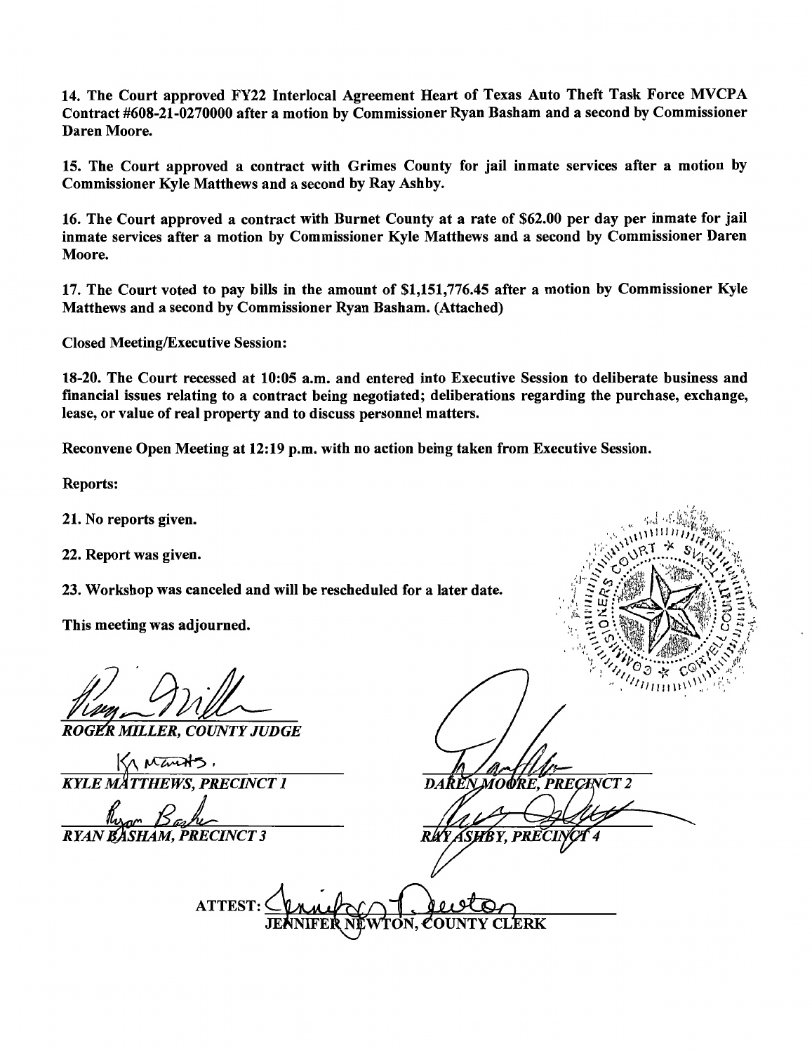**14. The Court approved FY22 Interlocal Agreement Heart of Texas Auto Theft Task Force MVCPA Contract #608-21-0270000 after a motion by Commissioner Ryan Basham and a second by Commissioner Daren Moore.**

**15. The Court approved a contract with Grimes County for jail inmate services after a motion by Commissioner Kyle Matthews and a second by Ray Ashby.**

**16. The Court approved a contract with Burnet County at a rate of $62.00 per day per inmate for jail inmate services after a motion by Commissioner Kyle Matthews and a second by Commissioner Daren Moore.**

**17. The Court voted to pay bills in the amount of $1,151,776.45 after a motion by Commissioner Kyle Matthews and a second by Commissioner Ryan Basham. (Attached)**

**Closed Meeting/Executive Session:**

**18-20. The Court recessed at 10:05 a.m. and entered into Executive Session to deliberate business and financial issues relating to a contract being negotiated; deliberations regarding the purchase, exchange, lease, or value of real property and to discuss personnel matters.**

**Reconvene Open Meeting at 12:19 p.m. with no action being taken from Executive Session.**

**Reports:**

**21. No reports given.**

**22. Report was given.**

**23. Workshop was canceled and will be rescheduled for a later date.**

**This meeting was adjourned.**

***ROGER MILLER, COUNTY JUDGE***

***KYLE MATTHEWS, PRECINCT 1***

***DAREN MOORE, PRECINCT 2***

***RYAN BASHAM, PRECINCT 3***

***RAY ASHBY, PRECINCT 4***

**ATTEST: JENNIFER NEWTON, COUNTY CLERK**